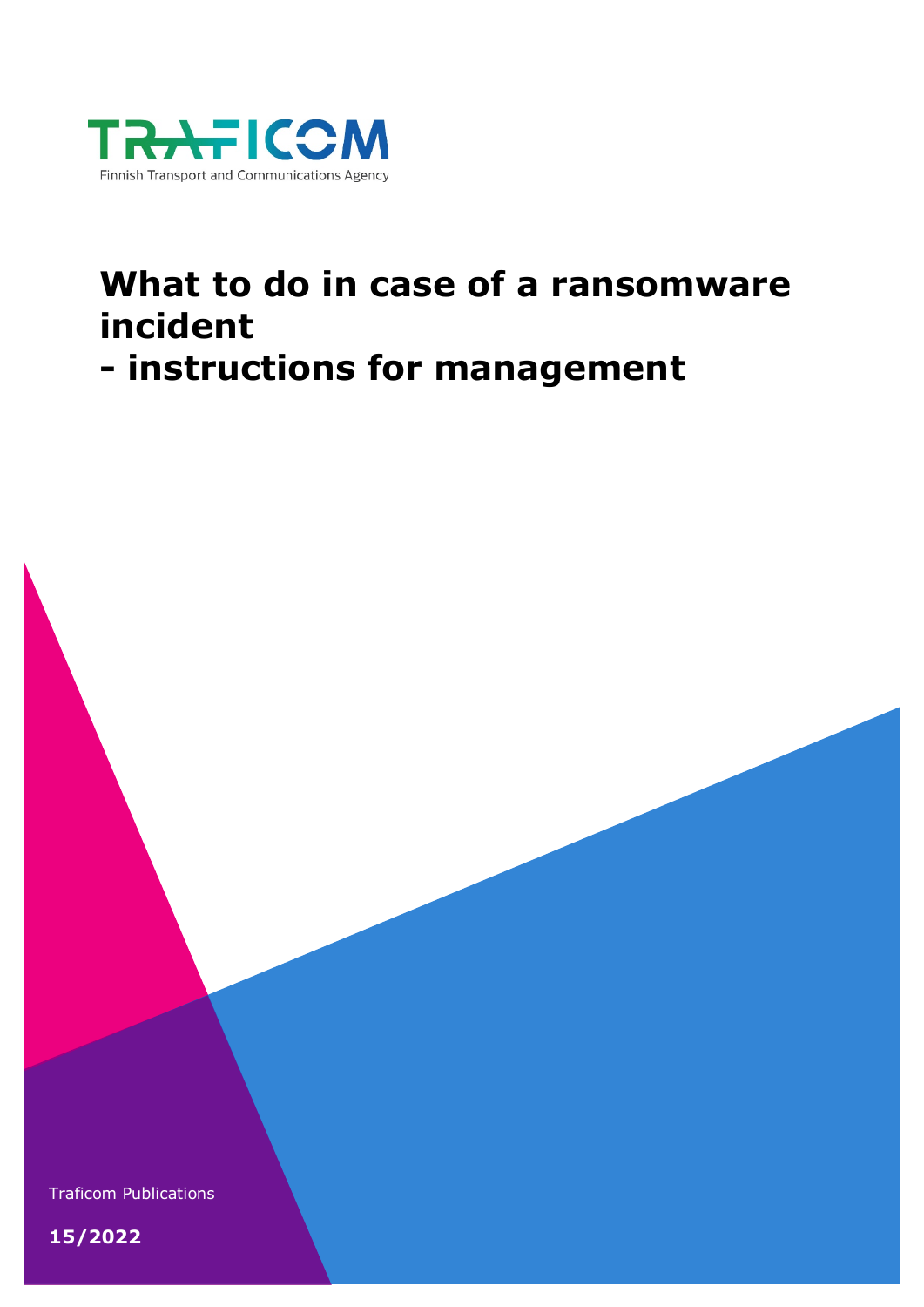TRAFICOM

Finnish Transport and Communications Agency

# What to do in case of a ransomware incident
# - instructions for management

Traficom Publications

**15/2022**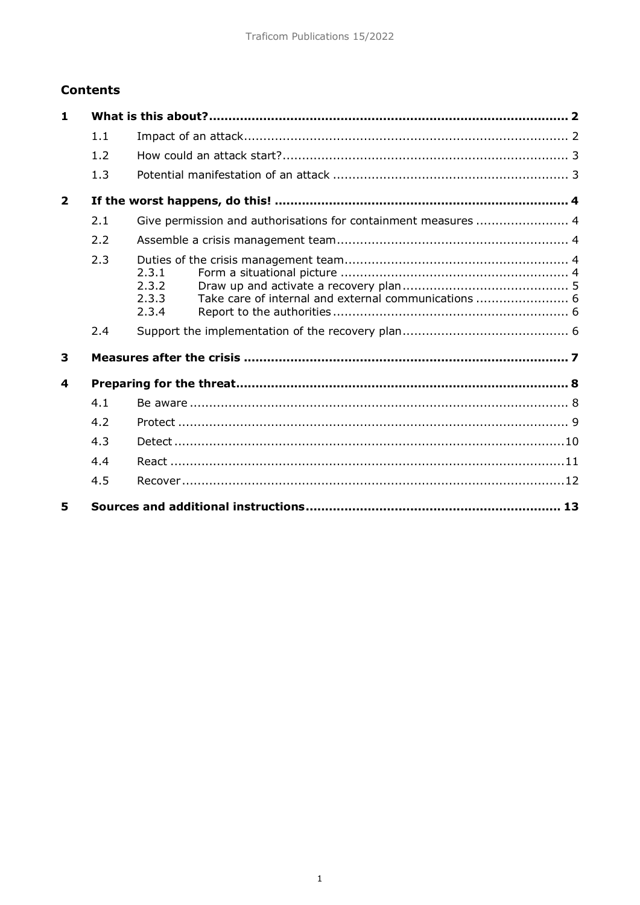## Contents

| | | | |
|---|---|---|---|
| **1** | **What is this about?** | | **2** |
| | 1.1 | Impact of an attack | 2 |
| | 1.2 | How could an attack start? | 3 |
| | 1.3 | Potential manifestation of an attack | 3 |
| **2** | **If the worst happens, do this!** | | **4** |
| | 2.1 | Give permission and authorisations for containment measures | 4 |
| | 2.2 | Assemble a crisis management team | 4 |
| | 2.3 | Duties of the crisis management team | 4 |
| | | 2.3.1 Form a situational picture | 4 |
| | | 2.3.2 Draw up and activate a recovery plan | 5 |
| | | 2.3.3 Take care of internal and external communications | 6 |
| | | 2.3.4 Report to the authorities | 6 |
| | 2.4 | Support the implementation of the recovery plan | 6 |
| **3** | **Measures after the crisis** | | **7** |
| **4** | **Preparing for the threat** | | **8** |
| | 4.1 | Be aware | 8 |
| | 4.2 | Protect | 9 |
| | 4.3 | Detect | 10 |
| | 4.4 | React | 11 |
| | 4.5 | Recover | 12 |
| **5** | **Sources and additional instructions** | | **13** |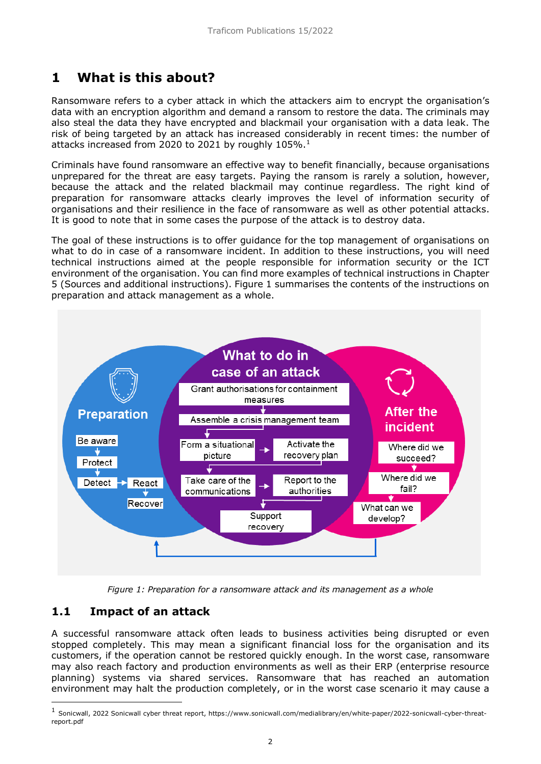# 1 What is this about?

Ransomware refers to a cyber attack in which the attackers aim to encrypt the organisation's data with an encryption algorithm and demand a ransom to restore the data. The criminals may also steal the data they have encrypted and blackmail your organisation with a data leak. The risk of being targeted by an attack has increased considerably in recent times: the number of attacks increased from 2020 to 2021 by roughly 105%.[1]

Criminals have found ransomware an effective way to benefit financially, because organisations unprepared for the threat are easy targets. Paying the ransom is rarely a solution, however, because the attack and the related blackmail may continue regardless. The right kind of preparation for ransomware attacks clearly improves the level of information security of organisations and their resilience in the face of ransomware as well as other potential attacks. It is good to note that in some cases the purpose of the attack is to destroy data.

The goal of these instructions is to offer guidance for the top management of organisations on what to do in case of a ransomware incident. In addition to these instructions, you will need technical instructions aimed at the people responsible for information security or the ICT environment of the organisation. You can find more examples of technical instructions in Chapter 5 (Sources and additional instructions). Figure 1 summarises the contents of the instructions on preparation and attack management as a whole.

*Figure 1: Preparation for a ransomware attack and its management as a whole*

## 1.1 Impact of an attack

A successful ransomware attack often leads to business activities being disrupted or even stopped completely. This may mean a significant financial loss for the organisation and its customers, if the operation cannot be restored quickly enough. In the worst case, ransomware may also reach factory and production environments as well as their ERP (enterprise resource planning) systems via shared services. Ransomware that has reached an automation environment may halt the production completely, or in the worst case scenario it may cause a

[1] Sonicwall, 2022 Sonicwall cyber threat report, https://www.sonicwall.com/medialibrary/en/white-paper/2022-sonicwall-cyber-threat-report.pdf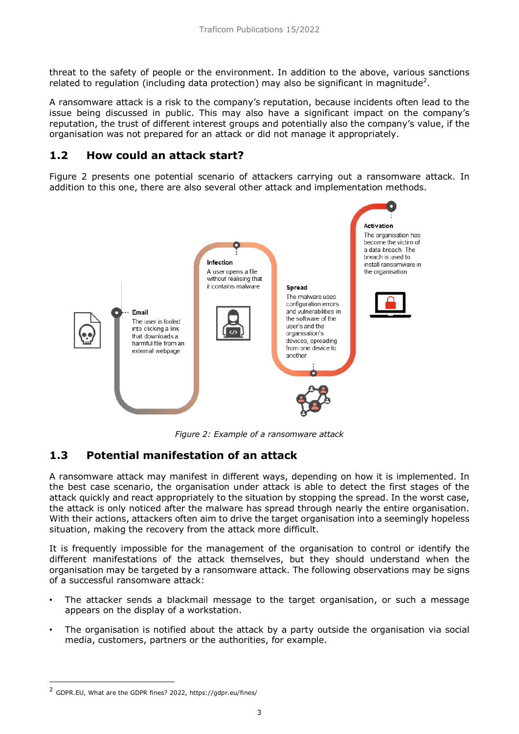threat to the safety of people or the environment. In addition to the above, various sanctions related to regulation (including data protection) may also be significant in magnitude[2].

A ransomware attack is a risk to the company's reputation, because incidents often lead to the issue being discussed in public. This may also have a significant impact on the company's reputation, the trust of different interest groups and potentially also the company's value, if the organisation was not prepared for an attack or did not manage it appropriately.

## 1.2 How could an attack start?

Figure 2 presents one potential scenario of attackers carrying out a ransomware attack. In addition to this one, there are also several other attack and implementation methods.

**Email**
The user is fooled into clicking a link that downloads a harmful file from an external webpage

**Infection**
A user opens a file without realising that it contains malware

**Spread**
The malware uses configuration errors and vulnerabilities in the software of the user's and the organisation's devices, spreading from one device to another

**Activation**
The organisation has become the victim of a data breach. The breach is used to install ransomware in the organisation

*Figure 2: Example of a ransomware attack*

## 1.3 Potential manifestation of an attack

A ransomware attack may manifest in different ways, depending on how it is implemented. In the best case scenario, the organisation under attack is able to detect the first stages of the attack quickly and react appropriately to the situation by stopping the spread. In the worst case, the attack is only noticed after the malware has spread through nearly the entire organisation. With their actions, attackers often aim to drive the target organisation into a seemingly hopeless situation, making the recovery from the attack more difficult.

It is frequently impossible for the management of the organisation to control or identify the different manifestations of the attack themselves, but they should understand when the organisation may be targeted by a ransomware attack. The following observations may be signs of a successful ransomware attack:

- The attacker sends a blackmail message to the target organisation, or such a message appears on the display of a workstation.
- The organisation is notified about the attack by a party outside the organisation via social media, customers, partners or the authorities, for example.

[2] GDPR.EU, What are the GDPR fines? 2022, https://gdpr.eu/fines/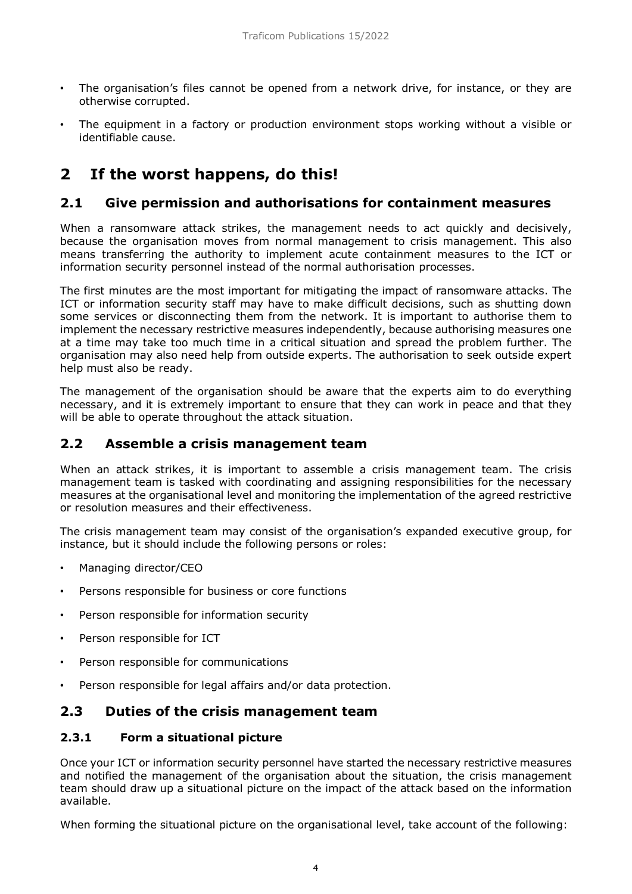- The organisation's files cannot be opened from a network drive, for instance, or they are otherwise corrupted.
- The equipment in a factory or production environment stops working without a visible or identifiable cause.

# 2 If the worst happens, do this!

## 2.1 Give permission and authorisations for containment measures

When a ransomware attack strikes, the management needs to act quickly and decisively, because the organisation moves from normal management to crisis management. This also means transferring the authority to implement acute containment measures to the ICT or information security personnel instead of the normal authorisation processes.

The first minutes are the most important for mitigating the impact of ransomware attacks. The ICT or information security staff may have to make difficult decisions, such as shutting down some services or disconnecting them from the network. It is important to authorise them to implement the necessary restrictive measures independently, because authorising measures one at a time may take too much time in a critical situation and spread the problem further. The organisation may also need help from outside experts. The authorisation to seek outside expert help must also be ready.

The management of the organisation should be aware that the experts aim to do everything necessary, and it is extremely important to ensure that they can work in peace and that they will be able to operate throughout the attack situation.

## 2.2 Assemble a crisis management team

When an attack strikes, it is important to assemble a crisis management team. The crisis management team is tasked with coordinating and assigning responsibilities for the necessary measures at the organisational level and monitoring the implementation of the agreed restrictive or resolution measures and their effectiveness.

The crisis management team may consist of the organisation's expanded executive group, for instance, but it should include the following persons or roles:

- Managing director/CEO
- Persons responsible for business or core functions
- Person responsible for information security
- Person responsible for ICT
- Person responsible for communications
- Person responsible for legal affairs and/or data protection.

## 2.3 Duties of the crisis management team

### 2.3.1 Form a situational picture

Once your ICT or information security personnel have started the necessary restrictive measures and notified the management of the organisation about the situation, the crisis management team should draw up a situational picture on the impact of the attack based on the information available.

When forming the situational picture on the organisational level, take account of the following: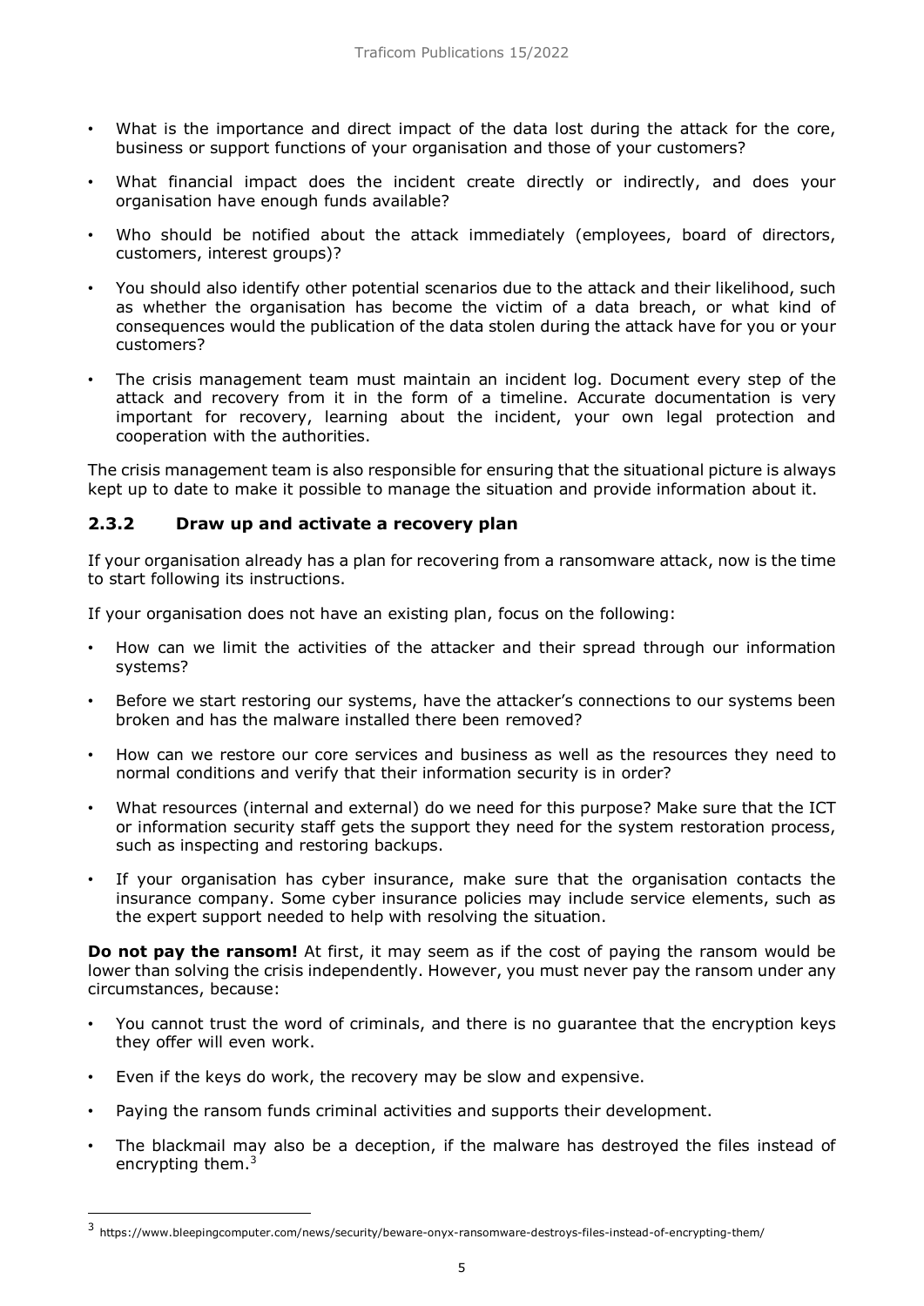- What is the importance and direct impact of the data lost during the attack for the core, business or support functions of your organisation and those of your customers?
- What financial impact does the incident create directly or indirectly, and does your organisation have enough funds available?
- Who should be notified about the attack immediately (employees, board of directors, customers, interest groups)?
- You should also identify other potential scenarios due to the attack and their likelihood, such as whether the organisation has become the victim of a data breach, or what kind of consequences would the publication of the data stolen during the attack have for you or your customers?
- The crisis management team must maintain an incident log. Document every step of the attack and recovery from it in the form of a timeline. Accurate documentation is very important for recovery, learning about the incident, your own legal protection and cooperation with the authorities.

The crisis management team is also responsible for ensuring that the situational picture is always kept up to date to make it possible to manage the situation and provide information about it.

### 2.3.2 Draw up and activate a recovery plan

If your organisation already has a plan for recovering from a ransomware attack, now is the time to start following its instructions.

If your organisation does not have an existing plan, focus on the following:

- How can we limit the activities of the attacker and their spread through our information systems?
- Before we start restoring our systems, have the attacker's connections to our systems been broken and has the malware installed there been removed?
- How can we restore our core services and business as well as the resources they need to normal conditions and verify that their information security is in order?
- What resources (internal and external) do we need for this purpose? Make sure that the ICT or information security staff gets the support they need for the system restoration process, such as inspecting and restoring backups.
- If your organisation has cyber insurance, make sure that the organisation contacts the insurance company. Some cyber insurance policies may include service elements, such as the expert support needed to help with resolving the situation.

**Do not pay the ransom!** At first, it may seem as if the cost of paying the ransom would be lower than solving the crisis independently. However, you must never pay the ransom under any circumstances, because:

- You cannot trust the word of criminals, and there is no guarantee that the encryption keys they offer will even work.
- Even if the keys do work, the recovery may be slow and expensive.
- Paying the ransom funds criminal activities and supports their development.
- The blackmail may also be a deception, if the malware has destroyed the files instead of encrypting them.[3]

[3] https://www.bleepingcomputer.com/news/security/beware-onyx-ransomware-destroys-files-instead-of-encrypting-them/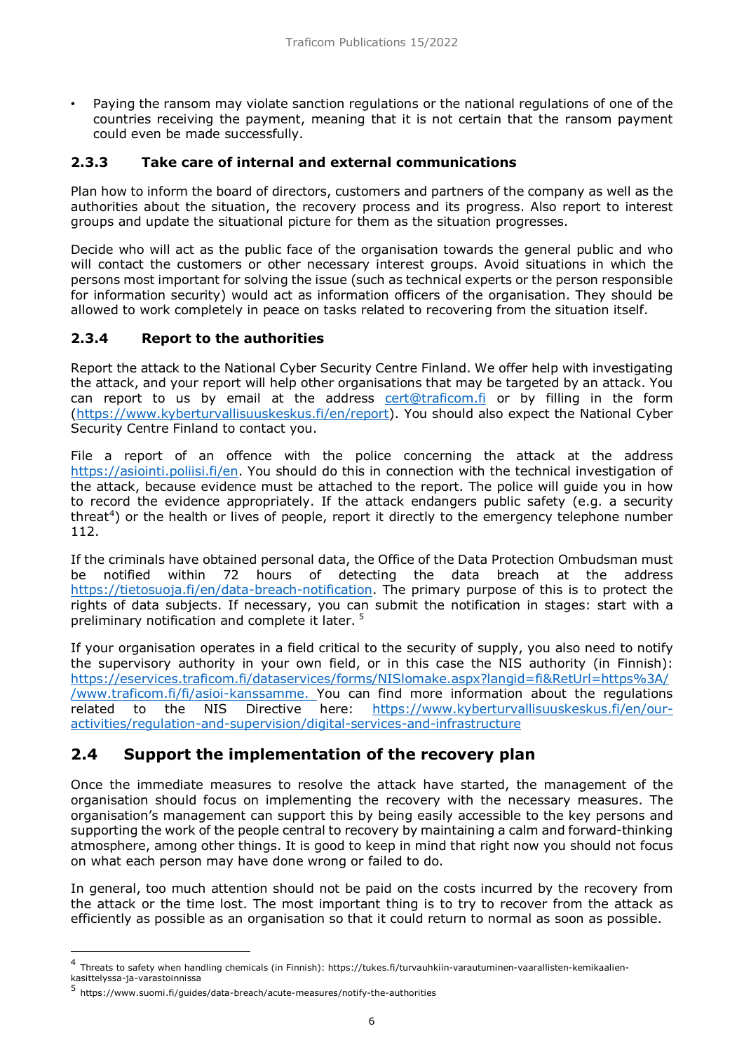- Paying the ransom may violate sanction regulations or the national regulations of one of the countries receiving the payment, meaning that it is not certain that the ransom payment could even be made successfully.

### 2.3.3 Take care of internal and external communications

Plan how to inform the board of directors, customers and partners of the company as well as the authorities about the situation, the recovery process and its progress. Also report to interest groups and update the situational picture for them as the situation progresses.

Decide who will act as the public face of the organisation towards the general public and who will contact the customers or other necessary interest groups. Avoid situations in which the persons most important for solving the issue (such as technical experts or the person responsible for information security) would act as information officers of the organisation. They should be allowed to work completely in peace on tasks related to recovering from the situation itself.

### 2.3.4 Report to the authorities

Report the attack to the National Cyber Security Centre Finland. We offer help with investigating the attack, and your report will help other organisations that may be targeted by an attack. You can report to us by email at the address cert@traficom.fi or by filling in the form (https://www.kyberturvallisuuskeskus.fi/en/report). You should also expect the National Cyber Security Centre Finland to contact you.

File a report of an offence with the police concerning the attack at the address https://asiointi.poliisi.fi/en. You should do this in connection with the technical investigation of the attack, because evidence must be attached to the report. The police will guide you in how to record the evidence appropriately. If the attack endangers public safety (e.g. a security threat[4]) or the health or lives of people, report it directly to the emergency telephone number 112.

If the criminals have obtained personal data, the Office of the Data Protection Ombudsman must be notified within 72 hours of detecting the data breach at the address https://tietosuoja.fi/en/data-breach-notification. The primary purpose of this is to protect the rights of data subjects. If necessary, you can submit the notification in stages: start with a preliminary notification and complete it later.[5]

If your organisation operates in a field critical to the security of supply, you also need to notify the supervisory authority in your own field, or in this case the NIS authority (in Finnish): https://eservices.traficom.fi/dataservices/forms/NISlomake.aspx?langid=fi&RetUrl=https%3A//www.traficom.fi/fi/asioi-kanssamme. You can find more information about the regulations related to the NIS Directive here: https://www.kyberturvallisuuskeskus.fi/en/our-activities/regulation-and-supervision/digital-services-and-infrastructure

## 2.4 Support the implementation of the recovery plan

Once the immediate measures to resolve the attack have started, the management of the organisation should focus on implementing the recovery with the necessary measures. The organisation's management can support this by being easily accessible to the key persons and supporting the work of the people central to recovery by maintaining a calm and forward-thinking atmosphere, among other things. It is good to keep in mind that right now you should not focus on what each person may have done wrong or failed to do.

In general, too much attention should not be paid on the costs incurred by the recovery from the attack or the time lost. The most important thing is to try to recover from the attack as efficiently as possible as an organisation so that it could return to normal as soon as possible.

---

[4] Threats to safety when handling chemicals (in Finnish): https://tukes.fi/turvauhkiin-varautuminen-vaarallisten-kemikaalien-kasittelyssa-ja-varastoinnissa

[5] https://www.suomi.fi/guides/data-breach/acute-measures/notify-the-authorities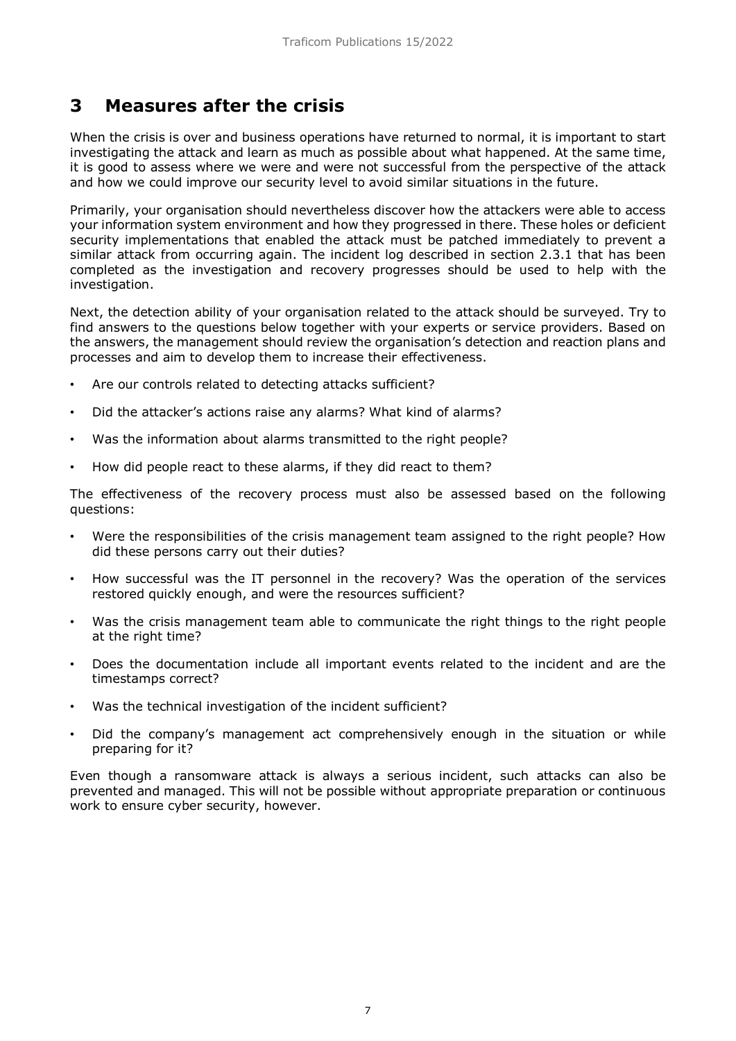# 3 Measures after the crisis

When the crisis is over and business operations have returned to normal, it is important to start investigating the attack and learn as much as possible about what happened. At the same time, it is good to assess where we were and were not successful from the perspective of the attack and how we could improve our security level to avoid similar situations in the future.

Primarily, your organisation should nevertheless discover how the attackers were able to access your information system environment and how they progressed in there. These holes or deficient security implementations that enabled the attack must be patched immediately to prevent a similar attack from occurring again. The incident log described in section 2.3.1 that has been completed as the investigation and recovery progresses should be used to help with the investigation.

Next, the detection ability of your organisation related to the attack should be surveyed. Try to find answers to the questions below together with your experts or service providers. Based on the answers, the management should review the organisation's detection and reaction plans and processes and aim to develop them to increase their effectiveness.

- Are our controls related to detecting attacks sufficient?
- Did the attacker's actions raise any alarms? What kind of alarms?
- Was the information about alarms transmitted to the right people?
- How did people react to these alarms, if they did react to them?

The effectiveness of the recovery process must also be assessed based on the following questions:

- Were the responsibilities of the crisis management team assigned to the right people? How did these persons carry out their duties?
- How successful was the IT personnel in the recovery? Was the operation of the services restored quickly enough, and were the resources sufficient?
- Was the crisis management team able to communicate the right things to the right people at the right time?
- Does the documentation include all important events related to the incident and are the timestamps correct?
- Was the technical investigation of the incident sufficient?
- Did the company's management act comprehensively enough in the situation or while preparing for it?

Even though a ransomware attack is always a serious incident, such attacks can also be prevented and managed. This will not be possible without appropriate preparation or continuous work to ensure cyber security, however.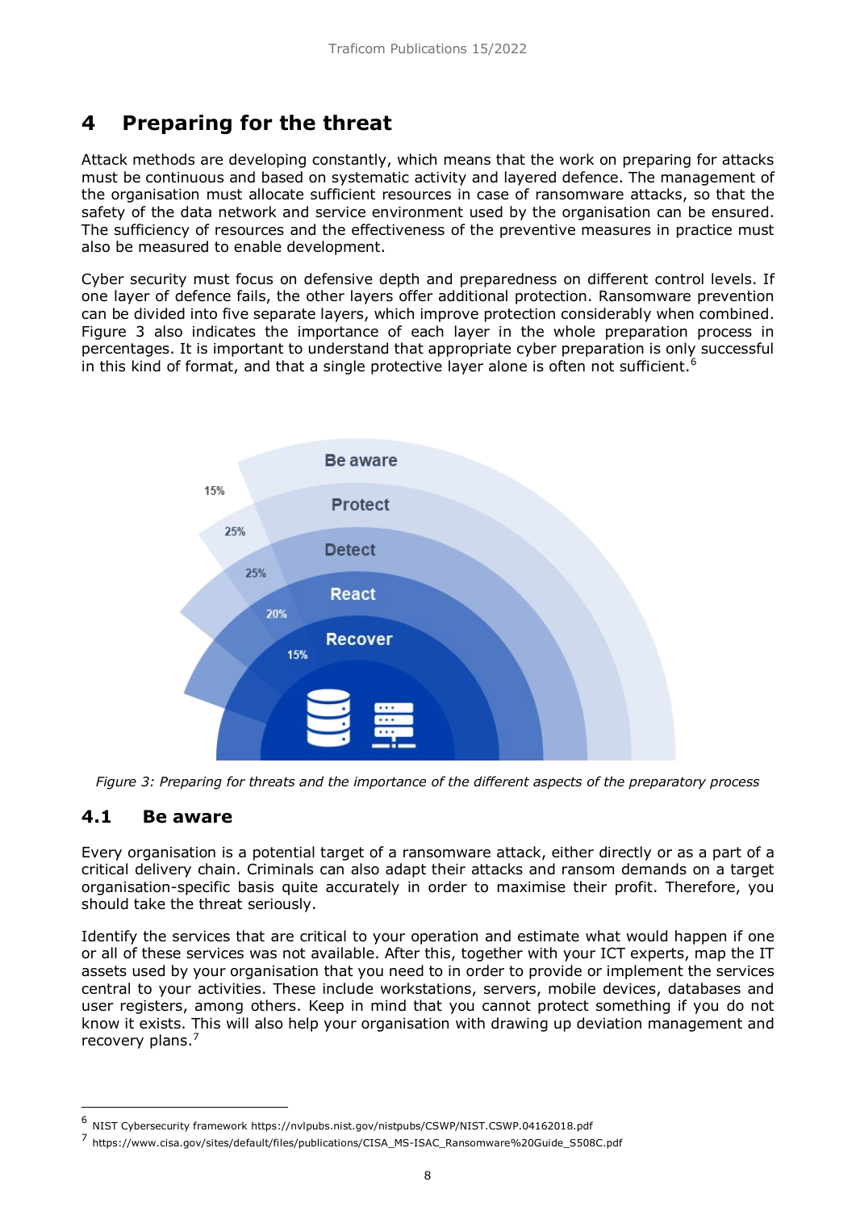# 4 Preparing for the threat

Attack methods are developing constantly, which means that the work on preparing for attacks must be continuous and based on systematic activity and layered defence. The management of the organisation must allocate sufficient resources in case of ransomware attacks, so that the safety of the data network and service environment used by the organisation can be ensured. The sufficiency of resources and the effectiveness of the preventive measures in practice must also be measured to enable development.

Cyber security must focus on defensive depth and preparedness on different control levels. If one layer of defence fails, the other layers offer additional protection. Ransomware prevention can be divided into five separate layers, which improve protection considerably when combined. Figure 3 also indicates the importance of each layer in the whole preparation process in percentages. It is important to understand that appropriate cyber preparation is only successful in this kind of format, and that a single protective layer alone is often not sufficient.[6]

Be aware 15%
Protect 25%
Detect 25%
React 20%
Recover 15%

*Figure 3: Preparing for threats and the importance of the different aspects of the preparatory process*

## 4.1 Be aware

Every organisation is a potential target of a ransomware attack, either directly or as a part of a critical delivery chain. Criminals can also adapt their attacks and ransom demands on a target organisation-specific basis quite accurately in order to maximise their profit. Therefore, you should take the threat seriously.

Identify the services that are critical to your operation and estimate what would happen if one or all of these services was not available. After this, together with your ICT experts, map the IT assets used by your organisation that you need to in order to provide or implement the services central to your activities. These include workstations, servers, mobile devices, databases and user registers, among others. Keep in mind that you cannot protect something if you do not know it exists. This will also help your organisation with drawing up deviation management and recovery plans.[7]

---

[6] NIST Cybersecurity framework https://nvlpubs.nist.gov/nistpubs/CSWP/NIST.CSWP.04162018.pdf

[7] https://www.cisa.gov/sites/default/files/publications/CISA_MS-ISAC_Ransomware%20Guide_S508C.pdf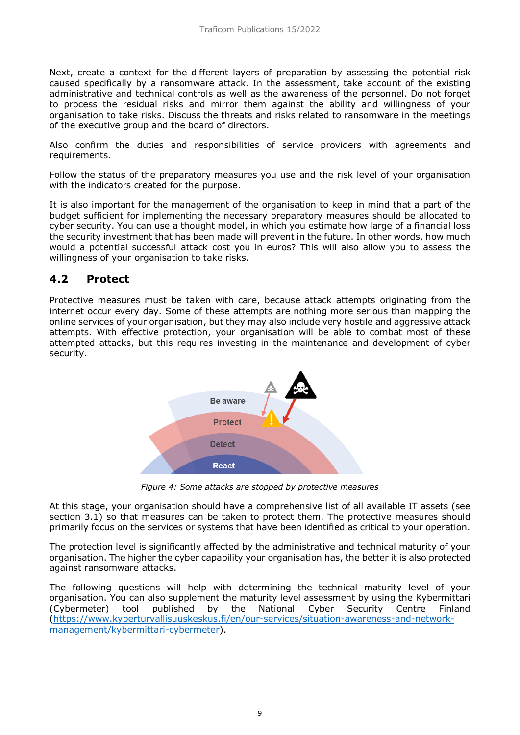Next, create a context for the different layers of preparation by assessing the potential risk caused specifically by a ransomware attack. In the assessment, take account of the existing administrative and technical controls as well as the awareness of the personnel. Do not forget to process the residual risks and mirror them against the ability and willingness of your organisation to take risks. Discuss the threats and risks related to ransomware in the meetings of the executive group and the board of directors.

Also confirm the duties and responsibilities of service providers with agreements and requirements.

Follow the status of the preparatory measures you use and the risk level of your organisation with the indicators created for the purpose.

It is also important for the management of the organisation to keep in mind that a part of the budget sufficient for implementing the necessary preparatory measures should be allocated to cyber security. You can use a thought model, in which you estimate how large of a financial loss the security investment that has been made will prevent in the future. In other words, how much would a potential successful attack cost you in euros? This will also allow you to assess the willingness of your organisation to take risks.

## 4.2 Protect

Protective measures must be taken with care, because attack attempts originating from the internet occur every day. Some of these attempts are nothing more serious than mapping the online services of your organisation, but they may also include very hostile and aggressive attack attempts. With effective protection, your organisation will be able to combat most of these attempted attacks, but this requires investing in the maintenance and development of cyber security.

*Figure 4: Some attacks are stopped by protective measures*

At this stage, your organisation should have a comprehensive list of all available IT assets (see section 3.1) so that measures can be taken to protect them. The protective measures should primarily focus on the services or systems that have been identified as critical to your operation.

The protection level is significantly affected by the administrative and technical maturity of your organisation. The higher the cyber capability your organisation has, the better it is also protected against ransomware attacks.

The following questions will help with determining the technical maturity level of your organisation. You can also supplement the maturity level assessment by using the Kybermittari (Cybermeter) tool published by the National Cyber Security Centre Finland (https://www.kyberturvallisuuskeskus.fi/en/our-services/situation-awareness-and-network-management/kybermittari-cybermeter).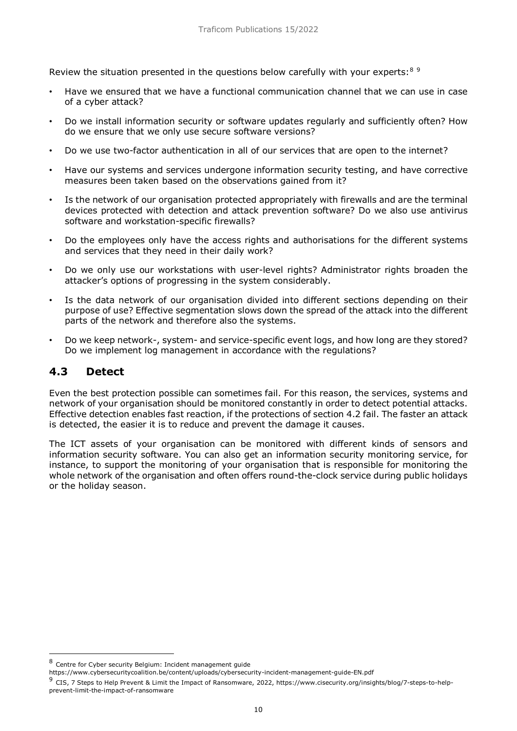Review the situation presented in the questions below carefully with your experts:[8] [9]

- Have we ensured that we have a functional communication channel that we can use in case of a cyber attack?
- Do we install information security or software updates regularly and sufficiently often? How do we ensure that we only use secure software versions?
- Do we use two-factor authentication in all of our services that are open to the internet?
- Have our systems and services undergone information security testing, and have corrective measures been taken based on the observations gained from it?
- Is the network of our organisation protected appropriately with firewalls and are the terminal devices protected with detection and attack prevention software? Do we also use antivirus software and workstation-specific firewalls?
- Do the employees only have the access rights and authorisations for the different systems and services that they need in their daily work?
- Do we only use our workstations with user-level rights? Administrator rights broaden the attacker's options of progressing in the system considerably.
- Is the data network of our organisation divided into different sections depending on their purpose of use? Effective segmentation slows down the spread of the attack into the different parts of the network and therefore also the systems.
- Do we keep network-, system- and service-specific event logs, and how long are they stored? Do we implement log management in accordance with the regulations?

## 4.3 Detect

Even the best protection possible can sometimes fail. For this reason, the services, systems and network of your organisation should be monitored constantly in order to detect potential attacks. Effective detection enables fast reaction, if the protections of section 4.2 fail. The faster an attack is detected, the easier it is to reduce and prevent the damage it causes.

The ICT assets of your organisation can be monitored with different kinds of sensors and information security software. You can also get an information security monitoring service, for instance, to support the monitoring of your organisation that is responsible for monitoring the whole network of the organisation and often offers round-the-clock service during public holidays or the holiday season.

---

[8] Centre for Cyber security Belgium: Incident management guide https://www.cybersecuritycoalition.be/content/uploads/cybersecurity-incident-management-guide-EN.pdf

[9] CIS, 7 Steps to Help Prevent & Limit the Impact of Ransomware, 2022, https://www.cisecurity.org/insights/blog/7-steps-to-help-prevent-limit-the-impact-of-ransomware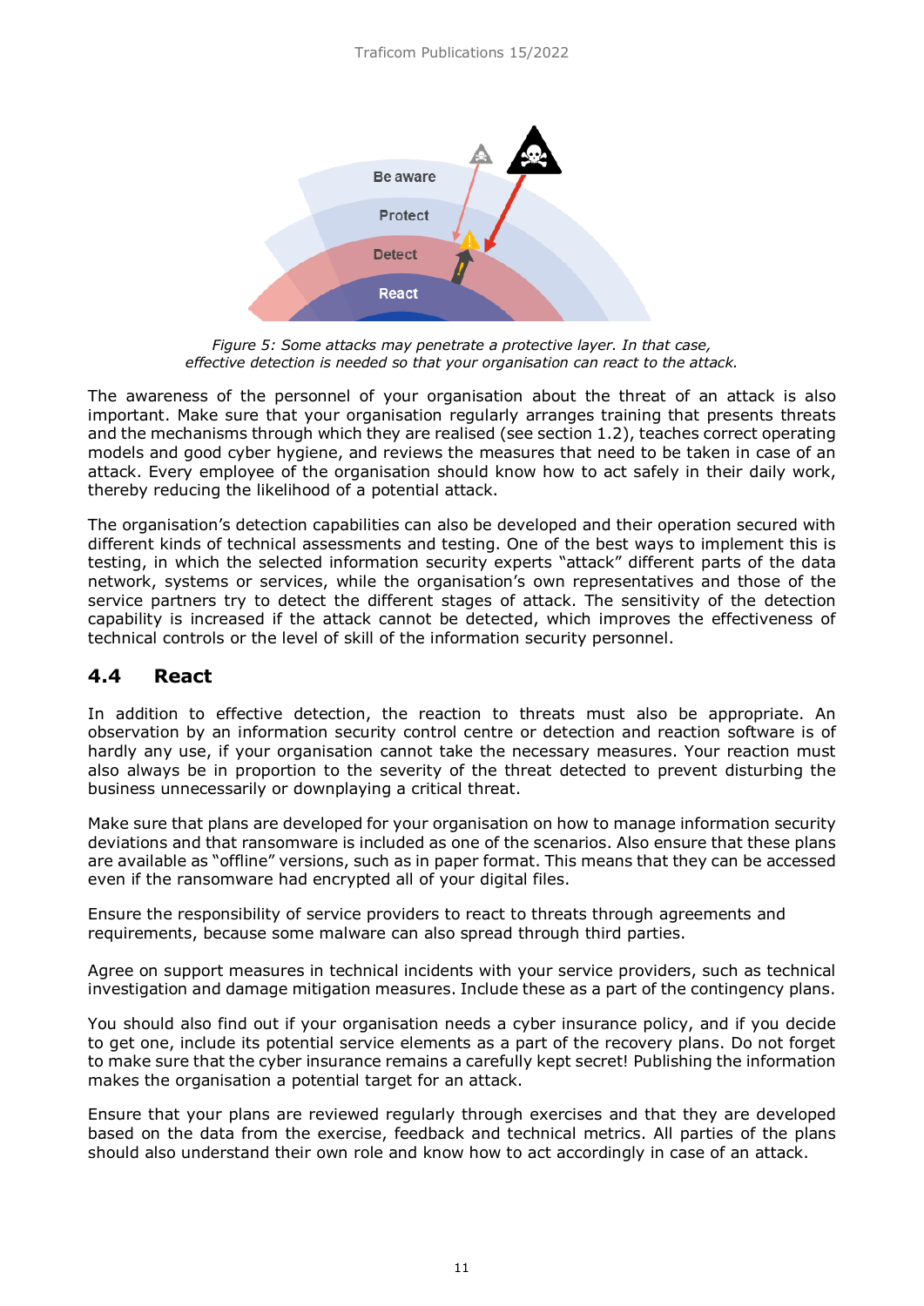*Figure 5: Some attacks may penetrate a protective layer. In that case, effective detection is needed so that your organisation can react to the attack.*

The awareness of the personnel of your organisation about the threat of an attack is also important. Make sure that your organisation regularly arranges training that presents threats and the mechanisms through which they are realised (see section 1.2), teaches correct operating models and good cyber hygiene, and reviews the measures that need to be taken in case of an attack. Every employee of the organisation should know how to act safely in their daily work, thereby reducing the likelihood of a potential attack.

The organisation's detection capabilities can also be developed and their operation secured with different kinds of technical assessments and testing. One of the best ways to implement this is testing, in which the selected information security experts "attack" different parts of the data network, systems or services, while the organisation's own representatives and those of the service partners try to detect the different stages of attack. The sensitivity of the detection capability is increased if the attack cannot be detected, which improves the effectiveness of technical controls or the level of skill of the information security personnel.

## 4.4 React

In addition to effective detection, the reaction to threats must also be appropriate. An observation by an information security control centre or detection and reaction software is of hardly any use, if your organisation cannot take the necessary measures. Your reaction must also always be in proportion to the severity of the threat detected to prevent disturbing the business unnecessarily or downplaying a critical threat.

Make sure that plans are developed for your organisation on how to manage information security deviations and that ransomware is included as one of the scenarios. Also ensure that these plans are available as "offline" versions, such as in paper format. This means that they can be accessed even if the ransomware had encrypted all of your digital files.

Ensure the responsibility of service providers to react to threats through agreements and requirements, because some malware can also spread through third parties.

Agree on support measures in technical incidents with your service providers, such as technical investigation and damage mitigation measures. Include these as a part of the contingency plans.

You should also find out if your organisation needs a cyber insurance policy, and if you decide to get one, include its potential service elements as a part of the recovery plans. Do not forget to make sure that the cyber insurance remains a carefully kept secret! Publishing the information makes the organisation a potential target for an attack.

Ensure that your plans are reviewed regularly through exercises and that they are developed based on the data from the exercise, feedback and technical metrics. All parties of the plans should also understand their own role and know how to act accordingly in case of an attack.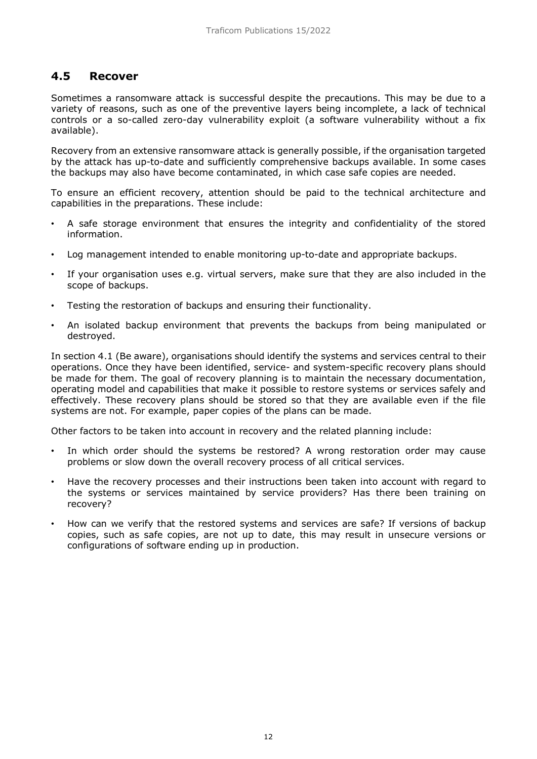## 4.5 Recover

Sometimes a ransomware attack is successful despite the precautions. This may be due to a variety of reasons, such as one of the preventive layers being incomplete, a lack of technical controls or a so-called zero-day vulnerability exploit (a software vulnerability without a fix available).

Recovery from an extensive ransomware attack is generally possible, if the organisation targeted by the attack has up-to-date and sufficiently comprehensive backups available. In some cases the backups may also have become contaminated, in which case safe copies are needed.

To ensure an efficient recovery, attention should be paid to the technical architecture and capabilities in the preparations. These include:

- A safe storage environment that ensures the integrity and confidentiality of the stored information.
- Log management intended to enable monitoring up-to-date and appropriate backups.
- If your organisation uses e.g. virtual servers, make sure that they are also included in the scope of backups.
- Testing the restoration of backups and ensuring their functionality.
- An isolated backup environment that prevents the backups from being manipulated or destroyed.

In section 4.1 (Be aware), organisations should identify the systems and services central to their operations. Once they have been identified, service- and system-specific recovery plans should be made for them. The goal of recovery planning is to maintain the necessary documentation, operating model and capabilities that make it possible to restore systems or services safely and effectively. These recovery plans should be stored so that they are available even if the file systems are not. For example, paper copies of the plans can be made.

Other factors to be taken into account in recovery and the related planning include:

- In which order should the systems be restored? A wrong restoration order may cause problems or slow down the overall recovery process of all critical services.
- Have the recovery processes and their instructions been taken into account with regard to the systems or services maintained by service providers? Has there been training on recovery?
- How can we verify that the restored systems and services are safe? If versions of backup copies, such as safe copies, are not up to date, this may result in unsecure versions or configurations of software ending up in production.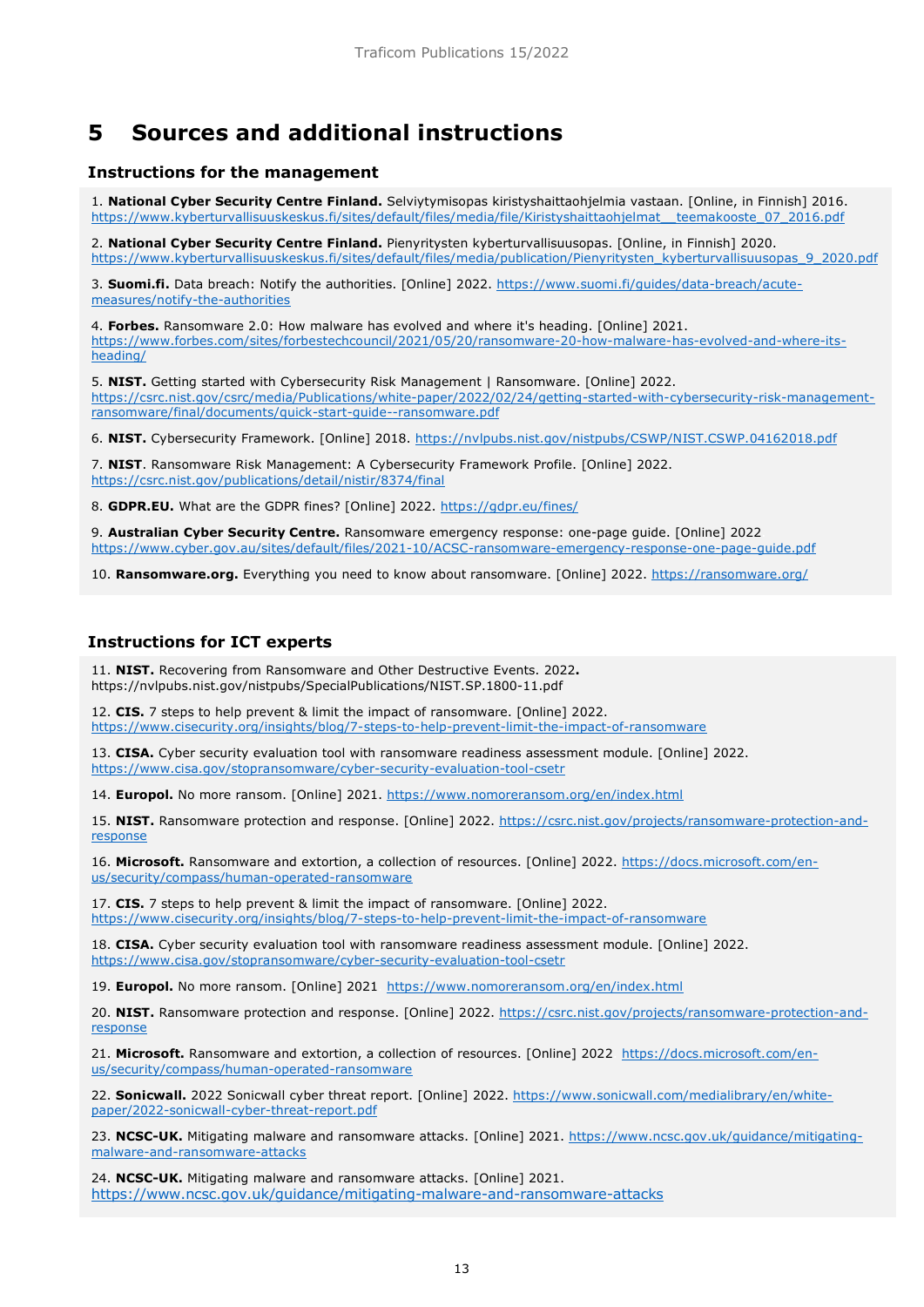# 5 Sources and additional instructions

## Instructions for the management

1. **National Cyber Security Centre Finland.** Selviytymisopas kiristyshaittaohjelmia vastaan. [Online, in Finnish] 2016. https://www.kyberturvallisuuskeskus.fi/sites/default/files/media/file/Kiristyshaittaohjelmat__teemakooste_07_2016.pdf

2. **National Cyber Security Centre Finland.** Pienyritysten kyberturvallisuusopas. [Online, in Finnish] 2020. https://www.kyberturvallisuuskeskus.fi/sites/default/files/media/publication/Pienyritysten_kyberturvallisuusopas_9_2020.pdf

3. **Suomi.fi.** Data breach: Notify the authorities. [Online] 2022. https://www.suomi.fi/guides/data-breach/acute-measures/notify-the-authorities

4. **Forbes.** Ransomware 2.0: How malware has evolved and where it's heading. [Online] 2021. https://www.forbes.com/sites/forbestechcouncil/2021/05/20/ransomware-20-how-malware-has-evolved-and-where-its-heading/

5. **NIST.** Getting started with Cybersecurity Risk Management | Ransomware. [Online] 2022. https://csrc.nist.gov/csrc/media/Publications/white-paper/2022/02/24/getting-started-with-cybersecurity-risk-management-ransomware/final/documents/quick-start-guide--ransomware.pdf

6. **NIST.** Cybersecurity Framework. [Online] 2018. https://nvlpubs.nist.gov/nistpubs/CSWP/NIST.CSWP.04162018.pdf

7. **NIST**. Ransomware Risk Management: A Cybersecurity Framework Profile. [Online] 2022. https://csrc.nist.gov/publications/detail/nistir/8374/final

8. **GDPR.EU.** What are the GDPR fines? [Online] 2022. https://gdpr.eu/fines/

9. **Australian Cyber Security Centre.** Ransomware emergency response: one-page guide. [Online] 2022 https://www.cyber.gov.au/sites/default/files/2021-10/ACSC-ransomware-emergency-response-one-page-guide.pdf

10. **Ransomware.org.** Everything you need to know about ransomware. [Online] 2022. https://ransomware.org/

## Instructions for ICT experts

11. **NIST.** Recovering from Ransomware and Other Destructive Events. 2022**.** https://nvlpubs.nist.gov/nistpubs/SpecialPublications/NIST.SP.1800-11.pdf

12. **CIS.** 7 steps to help prevent & limit the impact of ransomware. [Online] 2022. https://www.cisecurity.org/insights/blog/7-steps-to-help-prevent-limit-the-impact-of-ransomware

13. **CISA.** Cyber security evaluation tool with ransomware readiness assessment module. [Online] 2022. https://www.cisa.gov/stopransomware/cyber-security-evaluation-tool-csetr

14. **Europol.** No more ransom. [Online] 2021. https://www.nomoreransom.org/en/index.html

15. **NIST.** Ransomware protection and response. [Online] 2022. https://csrc.nist.gov/projects/ransomware-protection-and-response

16. **Microsoft.** Ransomware and extortion, a collection of resources. [Online] 2022. https://docs.microsoft.com/en-us/security/compass/human-operated-ransomware

17. **CIS.** 7 steps to help prevent & limit the impact of ransomware. [Online] 2022. https://www.cisecurity.org/insights/blog/7-steps-to-help-prevent-limit-the-impact-of-ransomware

18. **CISA.** Cyber security evaluation tool with ransomware readiness assessment module. [Online] 2022. https://www.cisa.gov/stopransomware/cyber-security-evaluation-tool-csetr

19. **Europol.** No more ransom. [Online] 2021 https://www.nomoreransom.org/en/index.html

20. **NIST.** Ransomware protection and response. [Online] 2022. https://csrc.nist.gov/projects/ransomware-protection-and-response

21. **Microsoft.** Ransomware and extortion, a collection of resources. [Online] 2022 https://docs.microsoft.com/en-us/security/compass/human-operated-ransomware

22. **Sonicwall.** 2022 Sonicwall cyber threat report. [Online] 2022. https://www.sonicwall.com/medialibrary/en/white-paper/2022-sonicwall-cyber-threat-report.pdf

23. **NCSC-UK.** Mitigating malware and ransomware attacks. [Online] 2021. https://www.ncsc.gov.uk/guidance/mitigating-malware-and-ransomware-attacks

24. **NCSC-UK.** Mitigating malware and ransomware attacks. [Online] 2021. https://www.ncsc.gov.uk/guidance/mitigating-malware-and-ransomware-attacks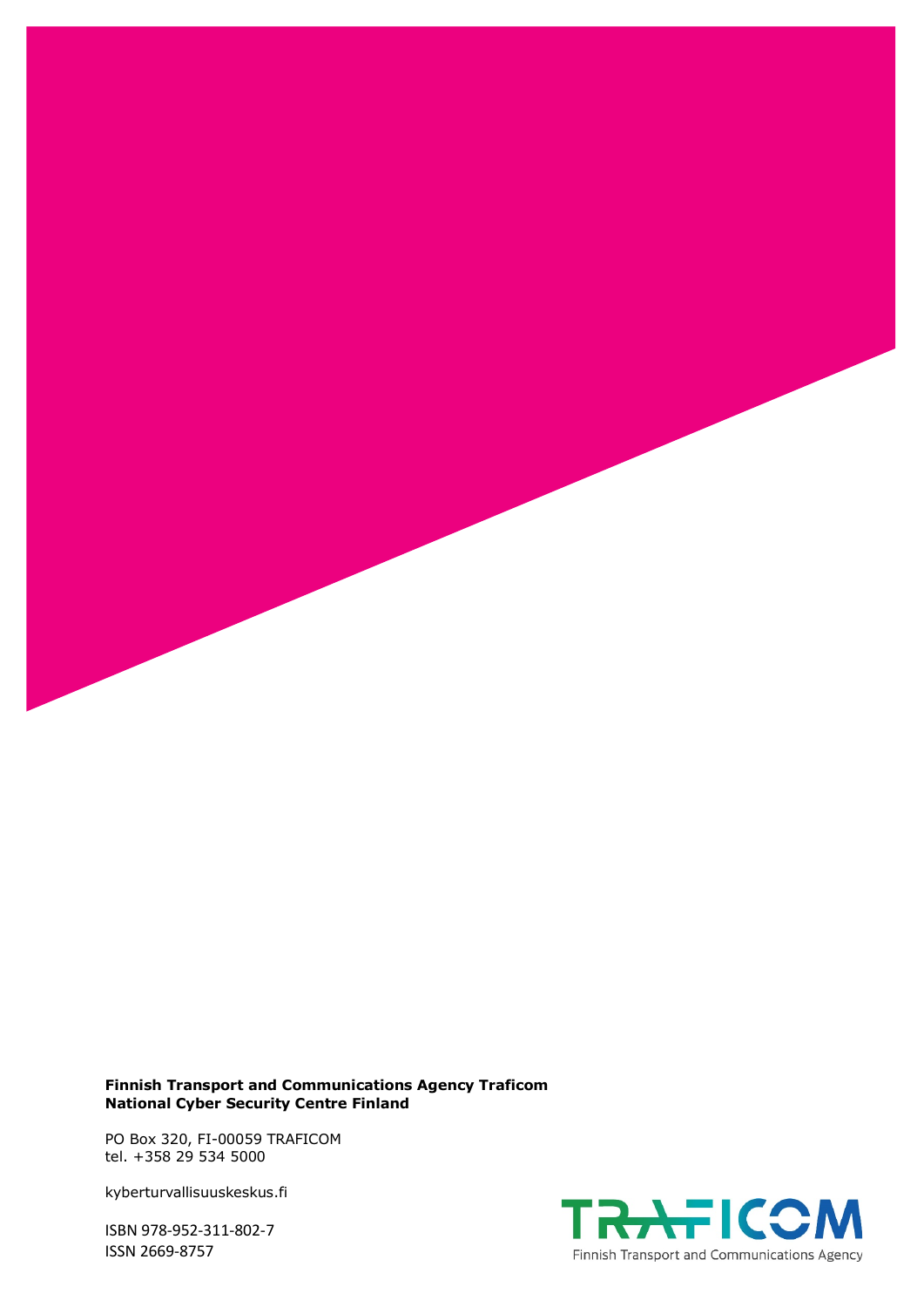**Finnish Transport and Communications Agency Traficom**
**National Cyber Security Centre Finland**

PO Box 320, FI-00059 TRAFICOM
tel. +358 29 534 5000

kyberturvallisuuskeskus.fi

ISBN 978-952-311-802-7
ISSN 2669-8757

TRAFICOM
Finnish Transport and Communications Agency